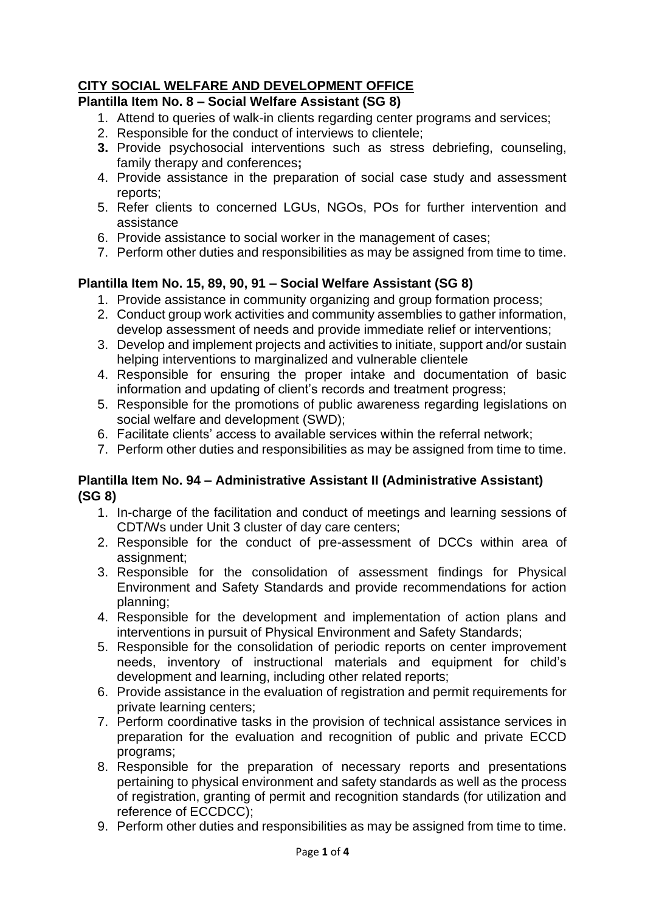# CITY SOCIAL WELFARE AND DEVELOPMENT OFFICE

## Plantilla Item No. 8 – Social Welfare Assistant (SG 8)

1. Attend to queries of walk-in clients regarding center programs and services;
2. Responsible for the conduct of interviews to clientele;
3. Provide psychosocial interventions such as stress debriefing, counseling, family therapy and conferences;
4. Provide assistance in the preparation of social case study and assessment reports;
5. Refer clients to concerned LGUs, NGOs, POs for further intervention and assistance
6. Provide assistance to social worker in the management of cases;
7. Perform other duties and responsibilities as may be assigned from time to time.

## Plantilla Item No. 15, 89, 90, 91 – Social Welfare Assistant (SG 8)

1. Provide assistance in community organizing and group formation process;
2. Conduct group work activities and community assemblies to gather information, develop assessment of needs and provide immediate relief or interventions;
3. Develop and implement projects and activities to initiate, support and/or sustain helping interventions to marginalized and vulnerable clientele
4. Responsible for ensuring the proper intake and documentation of basic information and updating of client's records and treatment progress;
5. Responsible for the promotions of public awareness regarding legislations on social welfare and development (SWD);
6. Facilitate clients' access to available services within the referral network;
7. Perform other duties and responsibilities as may be assigned from time to time.

## Plantilla Item No. 94 – Administrative Assistant II (Administrative Assistant) (SG 8)

1. In-charge of the facilitation and conduct of meetings and learning sessions of CDT/Ws under Unit 3 cluster of day care centers;
2. Responsible for the conduct of pre-assessment of DCCs within area of assignment;
3. Responsible for the consolidation of assessment findings for Physical Environment and Safety Standards and provide recommendations for action planning;
4. Responsible for the development and implementation of action plans and interventions in pursuit of Physical Environment and Safety Standards;
5. Responsible for the consolidation of periodic reports on center improvement needs, inventory of instructional materials and equipment for child's development and learning, including other related reports;
6. Provide assistance in the evaluation of registration and permit requirements for private learning centers;
7. Perform coordinative tasks in the provision of technical assistance services in preparation for the evaluation and recognition of public and private ECCD programs;
8. Responsible for the preparation of necessary reports and presentations pertaining to physical environment and safety standards as well as the process of registration, granting of permit and recognition standards (for utilization and reference of ECCDCC);
9. Perform other duties and responsibilities as may be assigned from time to time.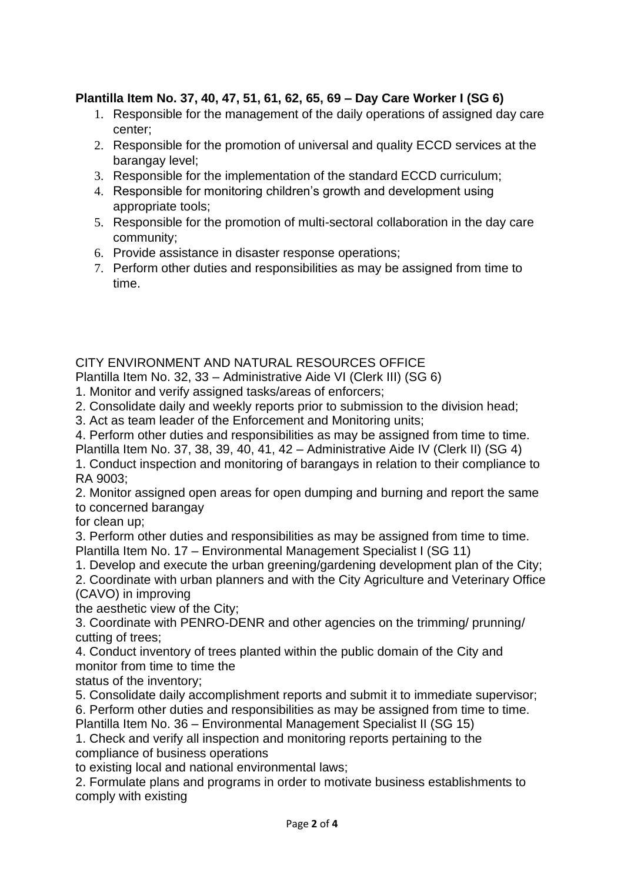**Plantilla Item No. 37, 40, 47, 51, 61, 62, 65, 69 – Day Care Worker I (SG 6)**

1. Responsible for the management of the daily operations of assigned day care center;
2. Responsible for the promotion of universal and quality ECCD services at the barangay level;
3. Responsible for the implementation of the standard ECCD curriculum;
4. Responsible for monitoring children's growth and development using appropriate tools;
5. Responsible for the promotion of multi-sectoral collaboration in the day care community;
6. Provide assistance in disaster response operations;
7. Perform other duties and responsibilities as may be assigned from time to time.

CITY ENVIRONMENT AND NATURAL RESOURCES OFFICE

Plantilla Item No. 32, 33 – Administrative Aide VI (Clerk III) (SG 6)

1. Monitor and verify assigned tasks/areas of enforcers;
2. Consolidate daily and weekly reports prior to submission to the division head;
3. Act as team leader of the Enforcement and Monitoring units;
4. Perform other duties and responsibilities as may be assigned from time to time.

Plantilla Item No. 37, 38, 39, 40, 41, 42 – Administrative Aide IV (Clerk II) (SG 4)

1. Conduct inspection and monitoring of barangays in relation to their compliance to RA 9003;
2. Monitor assigned open areas for open dumping and burning and report the same to concerned barangay for clean up;
3. Perform other duties and responsibilities as may be assigned from time to time.

Plantilla Item No. 17 – Environmental Management Specialist I (SG 11)

1. Develop and execute the urban greening/gardening development plan of the City;
2. Coordinate with urban planners and with the City Agriculture and Veterinary Office (CAVO) in improving the aesthetic view of the City;
3. Coordinate with PENRO-DENR and other agencies on the trimming/ prunning/ cutting of trees;
4. Conduct inventory of trees planted within the public domain of the City and monitor from time to time the status of the inventory;
5. Consolidate daily accomplishment reports and submit it to immediate supervisor;
6. Perform other duties and responsibilities as may be assigned from time to time.

Plantilla Item No. 36 – Environmental Management Specialist II (SG 15)

1. Check and verify all inspection and monitoring reports pertaining to the compliance of business operations to existing local and national environmental laws;
2. Formulate plans and programs in order to motivate business establishments to comply with existing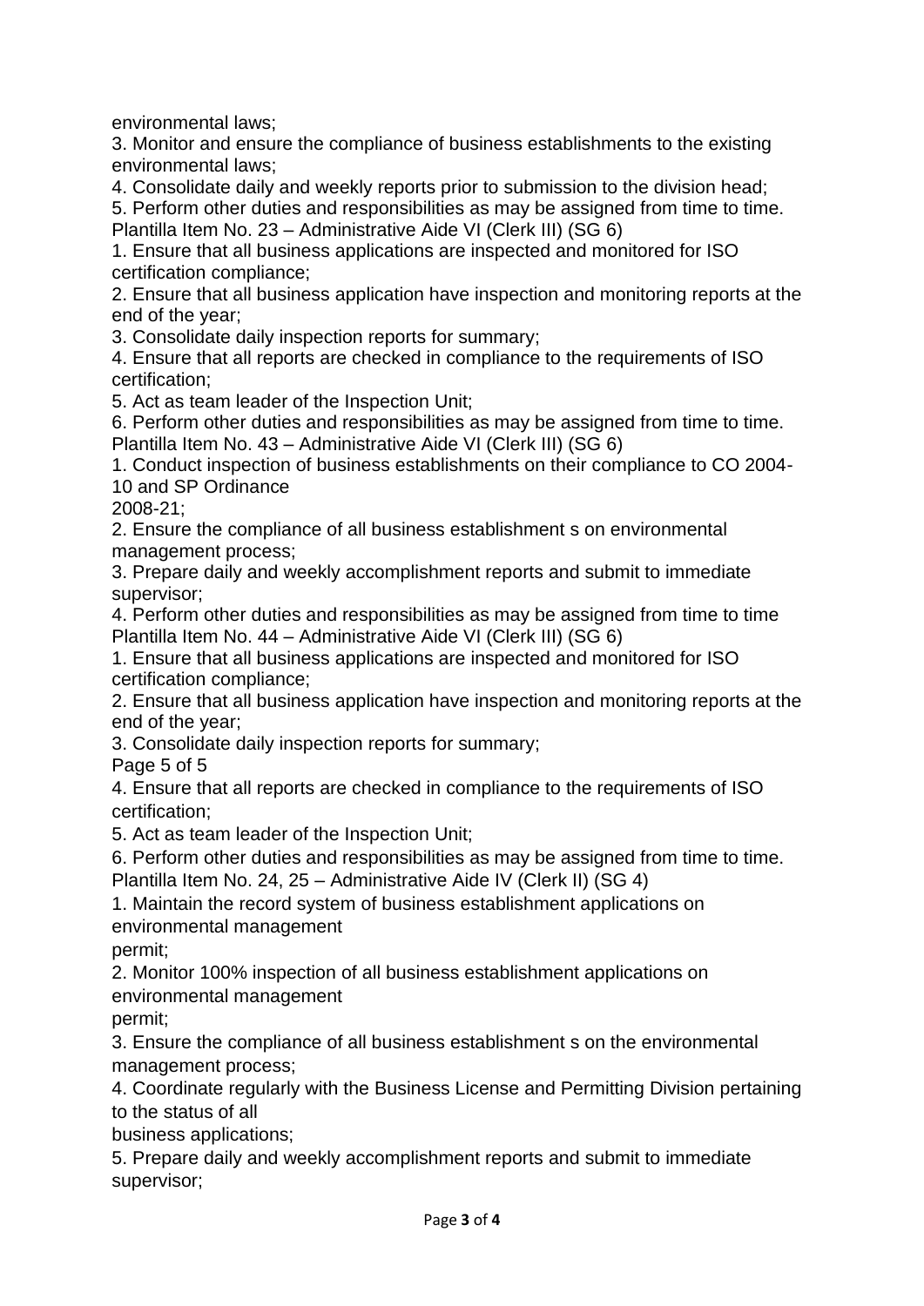environmental laws;

3. Monitor and ensure the compliance of business establishments to the existing environmental laws;
4. Consolidate daily and weekly reports prior to submission to the division head;
5. Perform other duties and responsibilities as may be assigned from time to time.

Plantilla Item No. 23 – Administrative Aide VI (Clerk III) (SG 6)

1. Ensure that all business applications are inspected and monitored for ISO certification compliance;
2. Ensure that all business application have inspection and monitoring reports at the end of the year;
3. Consolidate daily inspection reports for summary;
4. Ensure that all reports are checked in compliance to the requirements of ISO certification;
5. Act as team leader of the Inspection Unit;
6. Perform other duties and responsibilities as may be assigned from time to time.

Plantilla Item No. 43 – Administrative Aide VI (Clerk III) (SG 6)

1. Conduct inspection of business establishments on their compliance to CO 2004-10 and SP Ordinance 2008-21;
2. Ensure the compliance of all business establishment s on environmental management process;
3. Prepare daily and weekly accomplishment reports and submit to immediate supervisor;
4. Perform other duties and responsibilities as may be assigned from time to time

Plantilla Item No. 44 – Administrative Aide VI (Clerk III) (SG 6)

1. Ensure that all business applications are inspected and monitored for ISO certification compliance;
2. Ensure that all business application have inspection and monitoring reports at the end of the year;
3. Consolidate daily inspection reports for summary;

Page 5 of 5

4. Ensure that all reports are checked in compliance to the requirements of ISO certification;
5. Act as team leader of the Inspection Unit;
6. Perform other duties and responsibilities as may be assigned from time to time.

Plantilla Item No. 24, 25 – Administrative Aide IV (Clerk II) (SG 4)

1. Maintain the record system of business establishment applications on environmental management permit;
2. Monitor 100% inspection of all business establishment applications on environmental management permit;
3. Ensure the compliance of all business establishment s on the environmental management process;
4. Coordinate regularly with the Business License and Permitting Division pertaining to the status of all business applications;
5. Prepare daily and weekly accomplishment reports and submit to immediate supervisor;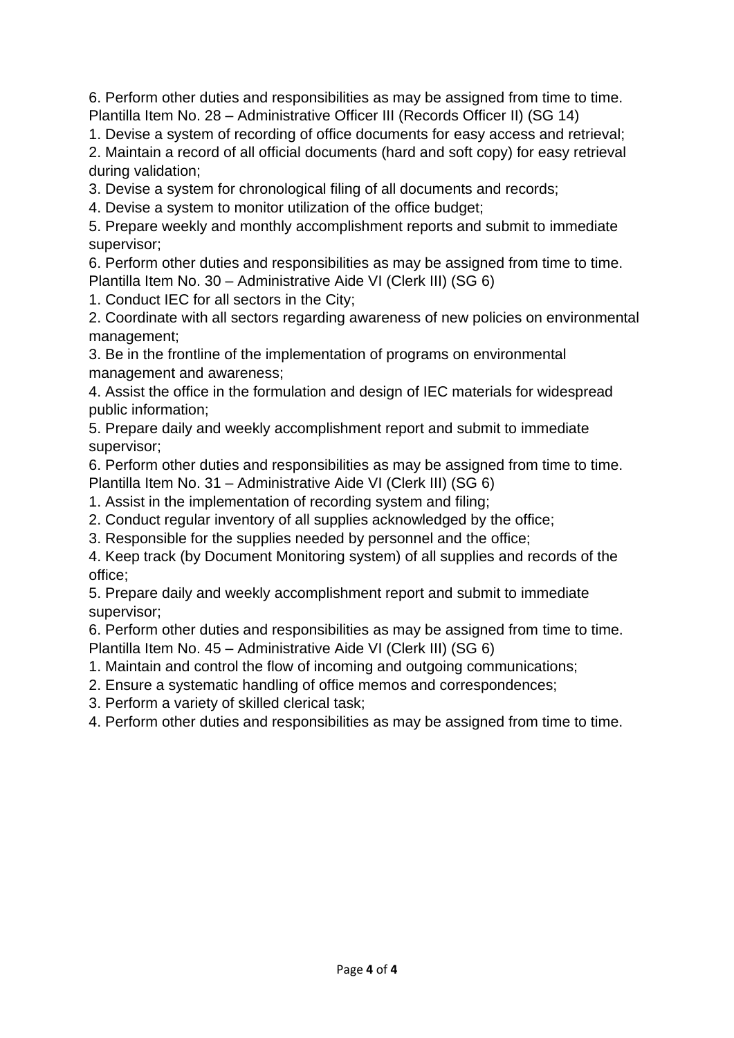6. Perform other duties and responsibilities as may be assigned from time to time.
Plantilla Item No. 28 – Administrative Officer III (Records Officer II) (SG 14)

1. Devise a system of recording of office documents for easy access and retrieval;
2. Maintain a record of all official documents (hard and soft copy) for easy retrieval during validation;
3. Devise a system for chronological filing of all documents and records;
4. Devise a system to monitor utilization of the office budget;
5. Prepare weekly and monthly accomplishment reports and submit to immediate supervisor;
6. Perform other duties and responsibilities as may be assigned from time to time.

Plantilla Item No. 30 – Administrative Aide VI (Clerk III) (SG 6)

1. Conduct IEC for all sectors in the City;
2. Coordinate with all sectors regarding awareness of new policies on environmental management;
3. Be in the frontline of the implementation of programs on environmental management and awareness;
4. Assist the office in the formulation and design of IEC materials for widespread public information;
5. Prepare daily and weekly accomplishment report and submit to immediate supervisor;
6. Perform other duties and responsibilities as may be assigned from time to time.

Plantilla Item No. 31 – Administrative Aide VI (Clerk III) (SG 6)

1. Assist in the implementation of recording system and filing;
2. Conduct regular inventory of all supplies acknowledged by the office;
3. Responsible for the supplies needed by personnel and the office;
4. Keep track (by Document Monitoring system) of all supplies and records of the office;
5. Prepare daily and weekly accomplishment report and submit to immediate supervisor;
6. Perform other duties and responsibilities as may be assigned from time to time.

Plantilla Item No. 45 – Administrative Aide VI (Clerk III) (SG 6)

1. Maintain and control the flow of incoming and outgoing communications;
2. Ensure a systematic handling of office memos and correspondences;
3. Perform a variety of skilled clerical task;
4. Perform other duties and responsibilities as may be assigned from time to time.